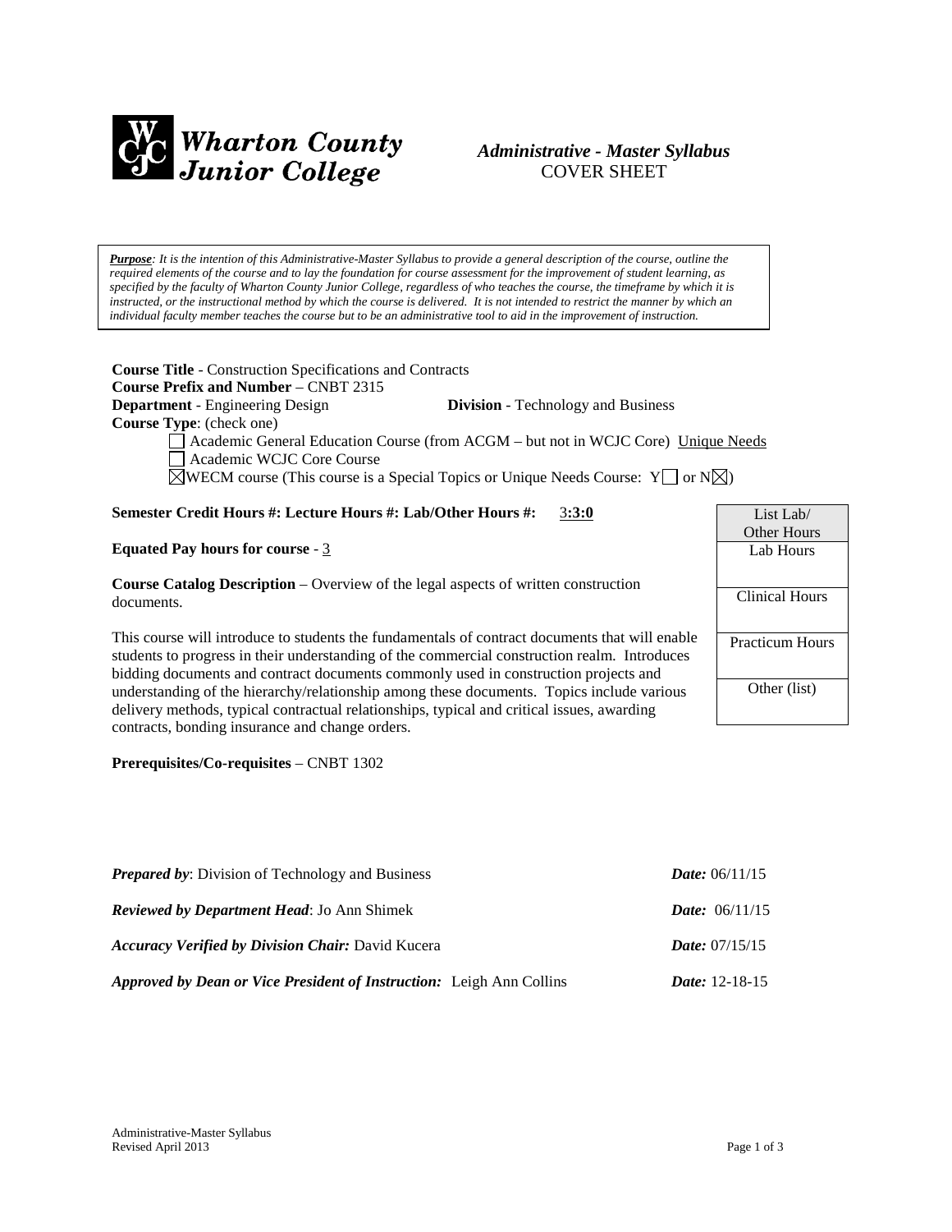# Wharton County Junior College

## *Administrative - Master Syllabus*
## COVER SHEET

***Purpose**: It is the intention of this Administrative-Master Syllabus to provide a general description of the course, outline the required elements of the course and to lay the foundation for course assessment for the improvement of student learning, as specified by the faculty of Wharton County Junior College, regardless of who teaches the course, the timeframe by which it is instructed, or the instructional method by which the course is delivered. It is not intended to restrict the manner by which an individual faculty member teaches the course but to be an administrative tool to aid in the improvement of instruction.*

**Course Title** - Construction Specifications and Contracts
**Course Prefix and Number** – CNBT 2315
**Department** - Engineering Design **Division** - Technology and Business
**Course Type**: (check one)

- ☐ Academic General Education Course (from ACGM – but not in WCJC Core) Unique Needs
- ☐ Academic WCJC Core Course
- ☒ WECM course (This course is a Special Topics or Unique Needs Course: Y☐ or N☒)

**Semester Credit Hours #: Lecture Hours #: Lab/Other Hours #:** 3**:3:0**

**Equated Pay hours for course** - 3

**Course Catalog Description** – Overview of the legal aspects of written construction documents.

This course will introduce to students the fundamentals of contract documents that will enable students to progress in their understanding of the commercial construction realm. Introduces bidding documents and contract documents commonly used in construction projects and understanding of the hierarchy/relationship among these documents. Topics include various delivery methods, typical contractual relationships, typical and critical issues, awarding contracts, bonding insurance and change orders.

| List Lab/ Other Hours |
|---|
| Lab Hours |
| Clinical Hours |
| Practicum Hours |
| Other (list) |

**Prerequisites/Co-requisites** – CNBT 1302

| | |
|---|---|
| ***Prepared by***: Division of Technology and Business | ***Date:*** 06/11/15 |
| ***Reviewed by Department Head***: Jo Ann Shimek | ***Date:*** 06/11/15 |
| ***Accuracy Verified by Division Chair:*** David Kucera | ***Date:*** 07/15/15 |
| ***Approved by Dean or Vice President of Instruction:*** Leigh Ann Collins | ***Date:*** 12-18-15 |

Administrative-Master Syllabus
Revised April 2013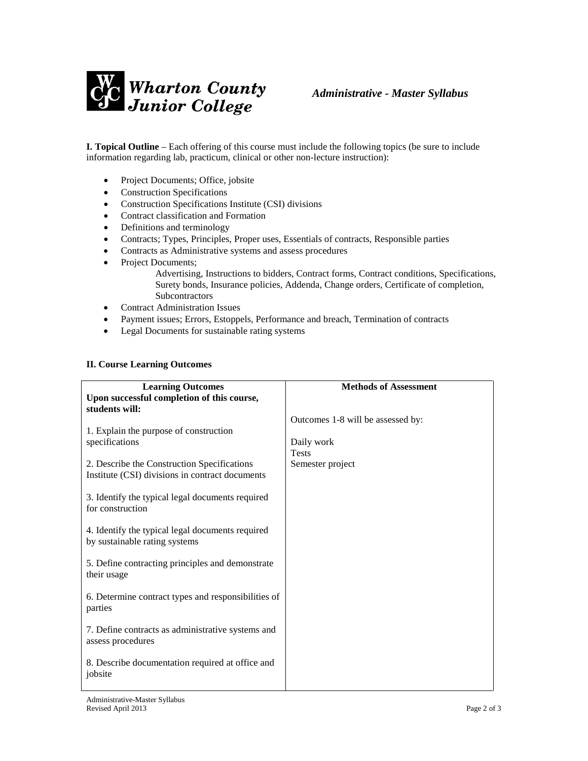**I. Topical Outline** – Each offering of this course must include the following topics (be sure to include information regarding lab, practicum, clinical or other non-lecture instruction):

- Project Documents; Office, jobsite
- Construction Specifications
- Construction Specifications Institute (CSI) divisions
- Contract classification and Formation
- Definitions and terminology
- Contracts; Types, Principles, Proper uses, Essentials of contracts, Responsible parties
- Contracts as Administrative systems and assess procedures
- Project Documents;
  Advertising, Instructions to bidders, Contract forms, Contract conditions, Specifications, Surety bonds, Insurance policies, Addenda, Change orders, Certificate of completion, Subcontractors
- Contract Administration Issues
- Payment issues; Errors, Estoppels, Performance and breach, Termination of contracts
- Legal Documents for sustainable rating systems

**II. Course Learning Outcomes**

| Learning Outcomes<br>Upon successful completion of this course, students will: | Methods of Assessment |
|---|---|
| 1. Explain the purpose of construction specifications<br><br>2. Describe the Construction Specifications Institute (CSI) divisions in contract documents<br><br>3. Identify the typical legal documents required for construction<br><br>4. Identify the typical legal documents required by sustainable rating systems<br><br>5. Define contracting principles and demonstrate their usage<br><br>6. Determine contract types and responsibilities of parties<br><br>7. Define contracts as administrative systems and assess procedures<br><br>8. Describe documentation required at office and jobsite | Outcomes 1-8 will be assessed by:<br><br>Daily work<br>Tests<br>Semester project |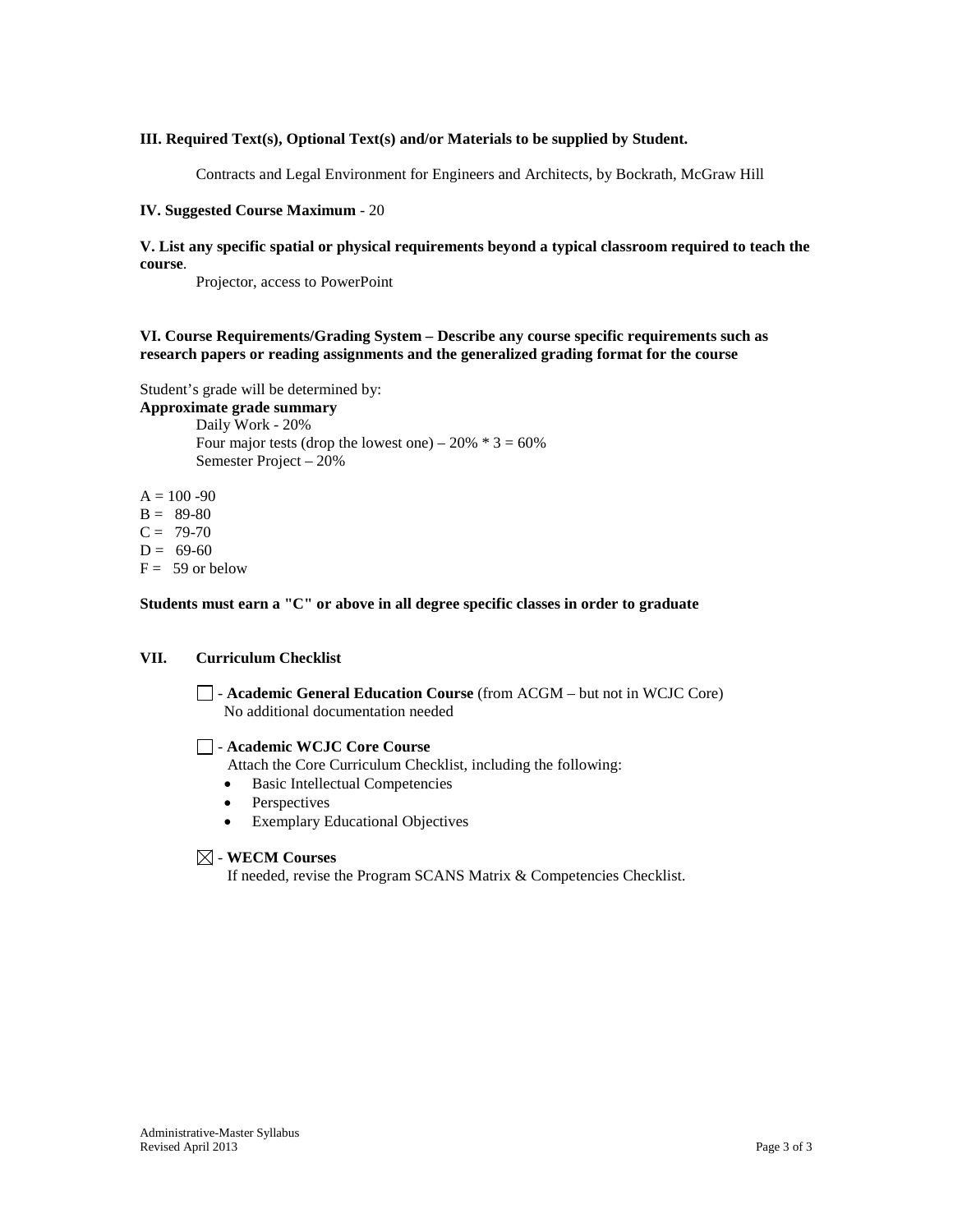**III. Required Text(s), Optional Text(s) and/or Materials to be supplied by Student.**

Contracts and Legal Environment for Engineers and Architects, by Bockrath, McGraw Hill

**IV. Suggested Course Maximum** - 20

**V. List any specific spatial or physical requirements beyond a typical classroom required to teach the course**.

Projector, access to PowerPoint

**VI. Course Requirements/Grading System – Describe any course specific requirements such as research papers or reading assignments and the generalized grading format for the course**

Student's grade will be determined by:

**Approximate grade summary**

Daily Work - 20%
Four major tests (drop the lowest one) – 20% * 3 = 60%
Semester Project – 20%

A = 100 -90
B = 89-80
C = 79-70
D = 69-60
F = 59 or below

**Students must earn a "C" or above in all degree specific classes in order to graduate**

**VII. Curriculum Checklist**

☐ - **Academic General Education Course** (from ACGM – but not in WCJC Core)
No additional documentation needed

☐ - **Academic WCJC Core Course**
Attach the Core Curriculum Checklist, including the following:

- Basic Intellectual Competencies
- Perspectives
- Exemplary Educational Objectives

☒ - **WECM Courses**
If needed, revise the Program SCANS Matrix & Competencies Checklist.

Administrative-Master Syllabus
Revised April 2013